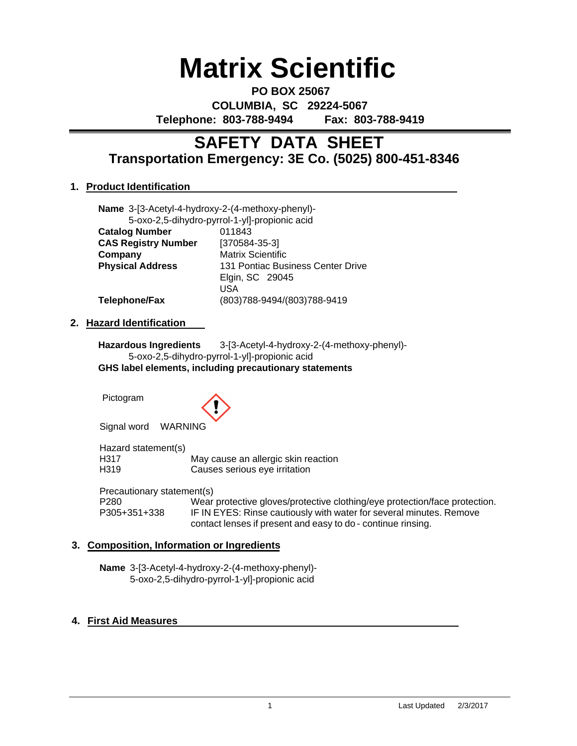# Matrix Scientific

**PO BOX 25067**
**COLUMBIA, SC 29224-5067**
**Telephone: 803-788-9494 Fax: 803-788-9419**

## SAFETY DATA SHEET
### Transportation Emergency: 3E Co. (5025) 800-451-8346

### 1. Product Identification

**Name** 3-[3-Acetyl-4-hydroxy-2-(4-methoxy-phenyl)-5-oxo-2,5-dihydro-pyrrol-1-yl]-propionic acid

| | |
|---|---|
| **Catalog Number** | 011843 |
| **CAS Registry Number** | [370584-35-3] |
| **Company** | Matrix Scientific |
| **Physical Address** | 131 Pontiac Business Center Drive<br>Elgin, SC 29045<br>USA |
| **Telephone/Fax** | (803)788-9494/(803)788-9419 |

### 2. Hazard Identification

**Hazardous Ingredients** 3-[3-Acetyl-4-hydroxy-2-(4-methoxy-phenyl)-5-oxo-2,5-dihydro-pyrrol-1-yl]-propionic acid

**GHS label elements, including precautionary statements**

Pictogram

Signal word WARNING

Hazard statement(s)

| | |
|---|---|
| H317 | May cause an allergic skin reaction |
| H319 | Causes serious eye irritation |

Precautionary statement(s)

| | |
|---|---|
| P280 | Wear protective gloves/protective clothing/eye protection/face protection. |
| P305+351+338 | IF IN EYES: Rinse cautiously with water for several minutes. Remove contact lenses if present and easy to do - continue rinsing. |

### 3. Composition, Information or Ingredients

**Name** 3-[3-Acetyl-4-hydroxy-2-(4-methoxy-phenyl)-5-oxo-2,5-dihydro-pyrrol-1-yl]-propionic acid

### 4. First Aid Measures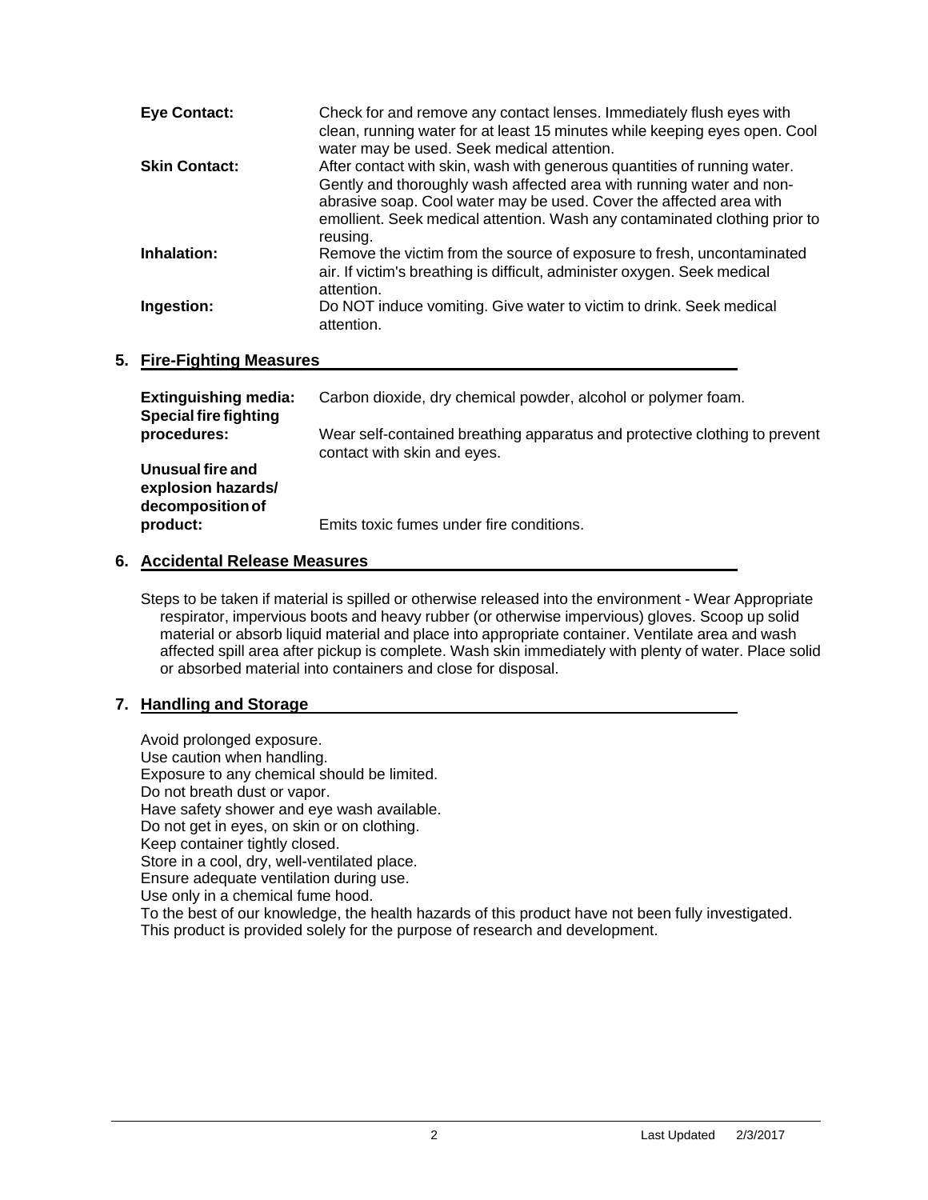**Eye Contact:** Check for and remove any contact lenses. Immediately flush eyes with clean, running water for at least 15 minutes while keeping eyes open. Cool water may be used. Seek medical attention.

**Skin Contact:** After contact with skin, wash with generous quantities of running water. Gently and thoroughly wash affected area with running water and non-abrasive soap. Cool water may be used. Cover the affected area with emollient. Seek medical attention. Wash any contaminated clothing prior to reusing.

**Inhalation:** Remove the victim from the source of exposure to fresh, uncontaminated air. If victim's breathing is difficult, administer oxygen. Seek medical attention.

**Ingestion:** Do NOT induce vomiting. Give water to victim to drink. Seek medical attention.

## 5. Fire-Fighting Measures

**Extinguishing media:** Carbon dioxide, dry chemical powder, alcohol or polymer foam.

**Special fire fighting procedures:** Wear self-contained breathing apparatus and protective clothing to prevent contact with skin and eyes.

**Unusual fire and explosion hazards/ decomposition of product:** Emits toxic fumes under fire conditions.

## 6. Accidental Release Measures

Steps to be taken if material is spilled or otherwise released into the environment - Wear Appropriate respirator, impervious boots and heavy rubber (or otherwise impervious) gloves. Scoop up solid material or absorb liquid material and place into appropriate container. Ventilate area and wash affected spill area after pickup is complete. Wash skin immediately with plenty of water. Place solid or absorbed material into containers and close for disposal.

## 7. Handling and Storage

Avoid prolonged exposure.
Use caution when handling.
Exposure to any chemical should be limited.
Do not breath dust or vapor.
Have safety shower and eye wash available.
Do not get in eyes, on skin or on clothing.
Keep container tightly closed.
Store in a cool, dry, well-ventilated place.
Ensure adequate ventilation during use.
Use only in a chemical fume hood.
To the best of our knowledge, the health hazards of this product have not been fully investigated.
This product is provided solely for the purpose of research and development.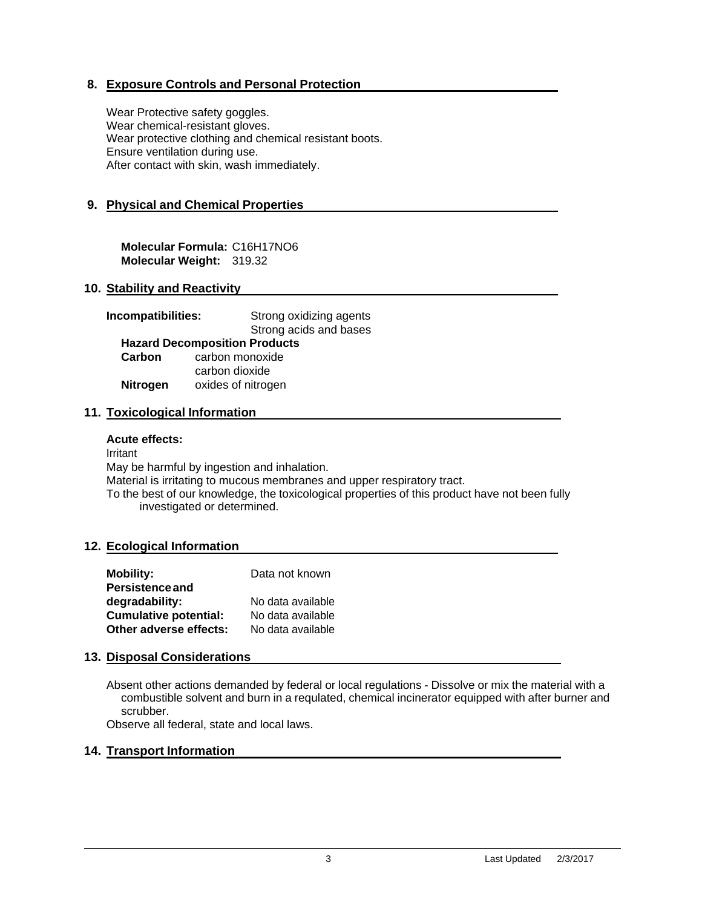## 8. Exposure Controls and Personal Protection

Wear Protective safety goggles.
Wear chemical-resistant gloves.
Wear protective clothing and chemical resistant boots.
Ensure ventilation during use.
After contact with skin, wash immediately.

## 9. Physical and Chemical Properties

**Molecular Formula:** $C_{16}H_{17}NO_6$
**Molecular Weight:** 319.32

## 10. Stability and Reactivity

**Incompatibilities:** Strong oxidizing agents
Strong acids and bases

**Hazard Decomposition Products**

| | |
|---|---|
| **Carbon** | carbon monoxide |
| | carbon dioxide |
| **Nitrogen** | oxides of nitrogen |

## 11. Toxicological Information

**Acute effects:**

Irritant
May be harmful by ingestion and inhalation.
Material is irritating to mucous membranes and upper respiratory tract.
To the best of our knowledge, the toxicological properties of this product have not been fully investigated or determined.

## 12. Ecological Information

| | |
|---|---|
| **Mobility:** | Data not known |
| **Persistence and degradability:** | No data available |
| **Cumulative potential:** | No data available |
| **Other adverse effects:** | No data available |

## 13. Disposal Considerations

Absent other actions demanded by federal or local regulations - Dissolve or mix the material with a combustible solvent and burn in a requlated, chemical incinerator equipped with after burner and scrubber.
Observe all federal, state and local laws.

## 14. Transport Information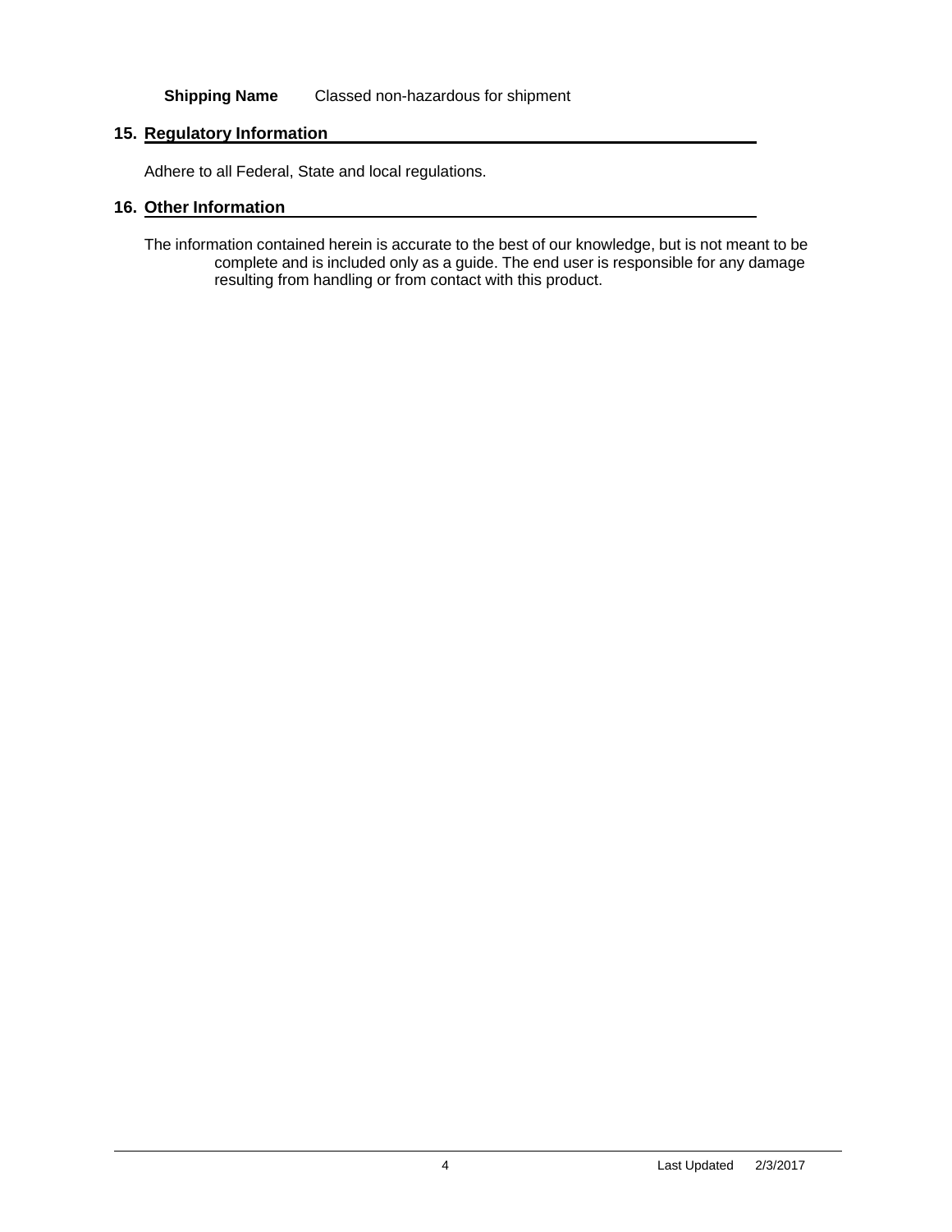**Shipping Name** Classed non-hazardous for shipment

## 15. Regulatory Information

Adhere to all Federal, State and local regulations.

## 16. Other Information

The information contained herein is accurate to the best of our knowledge, but is not meant to be complete and is included only as a guide. The end user is responsible for any damage resulting from handling or from contact with this product.